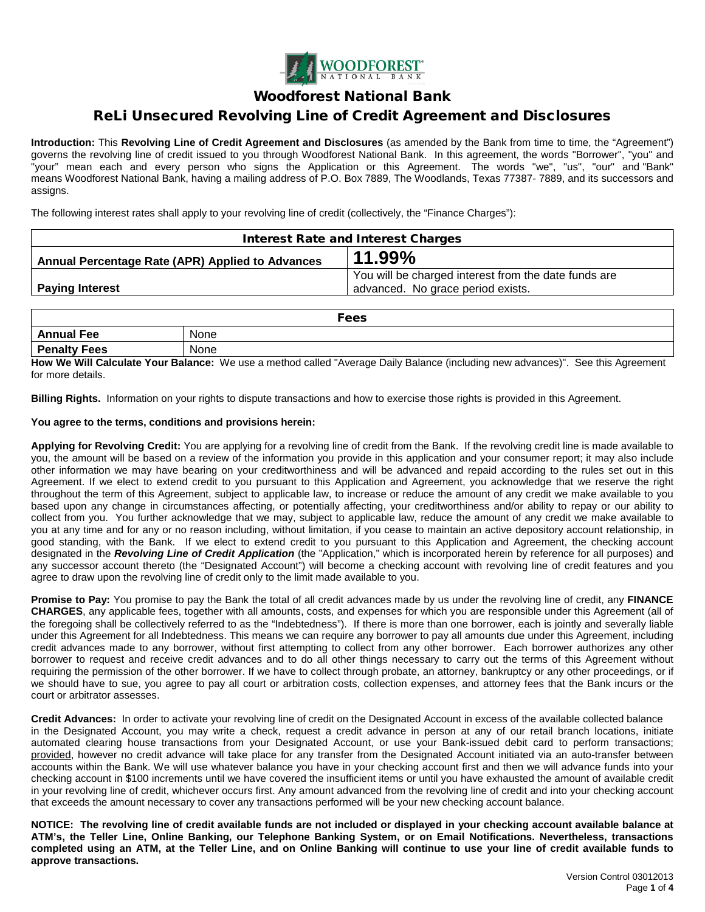# Woodforest National Bank

## ReLi Unsecured Revolving Line of Credit Agreement and Disclosures

**Introduction:** This **Revolving Line of Credit Agreement and Disclosures** (as amended by the Bank from time to time, the "Agreement") governs the revolving line of credit issued to you through Woodforest National Bank. In this agreement, the words "Borrower", "you" and "your" mean each and every person who signs the Application or this Agreement. The words "we", "us", "our" and "Bank" means Woodforest National Bank, having a mailing address of P.O. Box 7889, The Woodlands, Texas 77387- 7889, and its successors and assigns.

The following interest rates shall apply to your revolving line of credit (collectively, the "Finance Charges"):

| Interest Rate and Interest Charges | |
|---|---|
| **Annual Percentage Rate (APR) Applied to Advances** | **11.99%** |
| **Paying Interest** | You will be charged interest from the date funds are advanced. No grace period exists. |

| Fees | |
|---|---|
| **Annual Fee** | None |
| **Penalty Fees** | None |

**How We Will Calculate Your Balance:** We use a method called "Average Daily Balance (including new advances)". See this Agreement for more details.

**Billing Rights.** Information on your rights to dispute transactions and how to exercise those rights is provided in this Agreement.

**You agree to the terms, conditions and provisions herein:**

**Applying for Revolving Credit:** You are applying for a revolving line of credit from the Bank. If the revolving credit line is made available to you, the amount will be based on a review of the information you provide in this application and your consumer report; it may also include other information we may have bearing on your creditworthiness and will be advanced and repaid according to the rules set out in this Agreement. If we elect to extend credit to you pursuant to this Application and Agreement, you acknowledge that we reserve the right throughout the term of this Agreement, subject to applicable law, to increase or reduce the amount of any credit we make available to you based upon any change in circumstances affecting, or potentially affecting, your creditworthiness and/or ability to repay or our ability to collect from you. You further acknowledge that we may, subject to applicable law, reduce the amount of any credit we make available to you at any time and for any or no reason including, without limitation, if you cease to maintain an active depository account relationship, in good standing, with the Bank. If we elect to extend credit to you pursuant to this Application and Agreement, the checking account designated in the ***Revolving Line of Credit Application*** (the "Application," which is incorporated herein by reference for all purposes) and any successor account thereto (the "Designated Account") will become a checking account with revolving line of credit features and you agree to draw upon the revolving line of credit only to the limit made available to you.

**Promise to Pay:** You promise to pay the Bank the total of all credit advances made by us under the revolving line of credit, any **FINANCE CHARGES**, any applicable fees, together with all amounts, costs, and expenses for which you are responsible under this Agreement (all of the foregoing shall be collectively referred to as the "Indebtedness"). If there is more than one borrower, each is jointly and severally liable under this Agreement for all Indebtedness. This means we can require any borrower to pay all amounts due under this Agreement, including credit advances made to any borrower, without first attempting to collect from any other borrower. Each borrower authorizes any other borrower to request and receive credit advances and to do all other things necessary to carry out the terms of this Agreement without requiring the permission of the other borrower. If we have to collect through probate, an attorney, bankruptcy or any other proceedings, or if we should have to sue, you agree to pay all court or arbitration costs, collection expenses, and attorney fees that the Bank incurs or the court or arbitrator assesses.

**Credit Advances:** In order to activate your revolving line of credit on the Designated Account in excess of the available collected balance in the Designated Account, you may write a check, request a credit advance in person at any of our retail branch locations, initiate automated clearing house transactions from your Designated Account, or use your Bank-issued debit card to perform transactions; provided, however no credit advance will take place for any transfer from the Designated Account initiated via an auto-transfer between accounts within the Bank. We will use whatever balance you have in your checking account first and then we will advance funds into your checking account in $100 increments until we have covered the insufficient items or until you have exhausted the amount of available credit in your revolving line of credit, whichever occurs first. Any amount advanced from the revolving line of credit and into your checking account that exceeds the amount necessary to cover any transactions performed will be your new checking account balance.

**NOTICE: The revolving line of credit available funds are not included or displayed in your checking account available balance at ATM's, the Teller Line, Online Banking, our Telephone Banking System, or on Email Notifications. Nevertheless, transactions completed using an ATM, at the Teller Line, and on Online Banking will continue to use your line of credit available funds to approve transactions.**

Version Control 03012013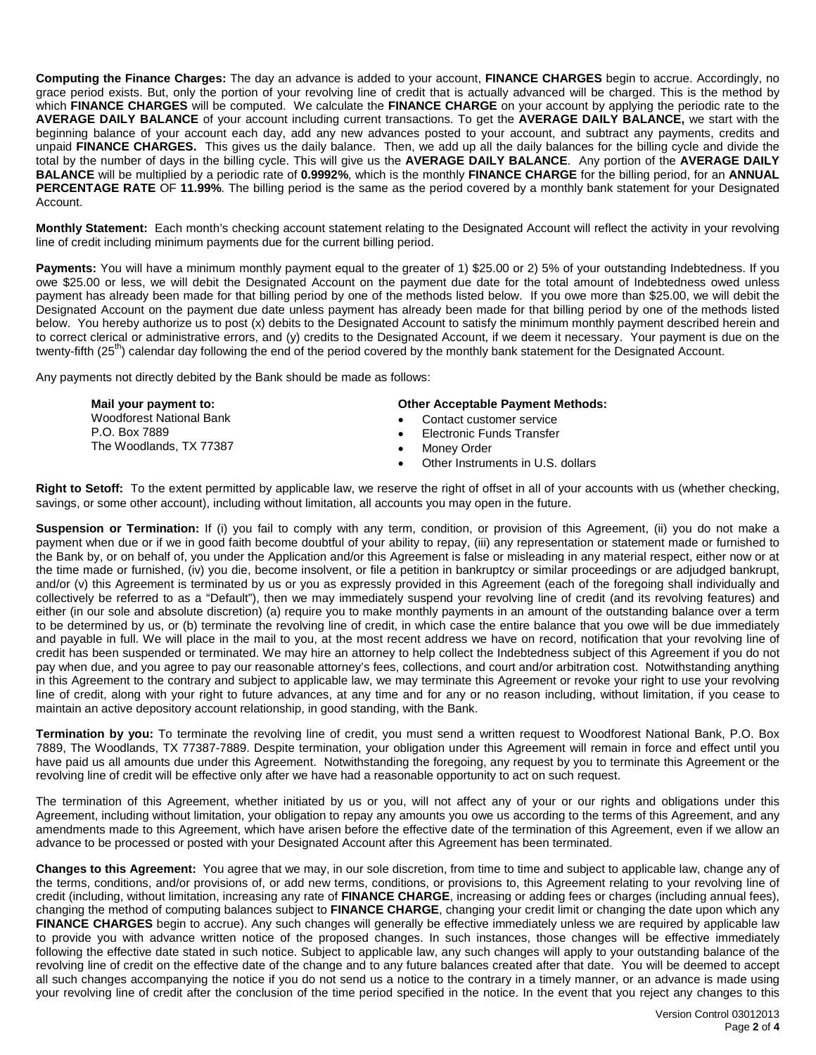**Computing the Finance Charges:** The day an advance is added to your account, **FINANCE CHARGES** begin to accrue. Accordingly, no grace period exists. But, only the portion of your revolving line of credit that is actually advanced will be charged. This is the method by which **FINANCE CHARGES** will be computed. We calculate the **FINANCE CHARGE** on your account by applying the periodic rate to the **AVERAGE DAILY BALANCE** of your account including current transactions. To get the **AVERAGE DAILY BALANCE,** we start with the beginning balance of your account each day, add any new advances posted to your account, and subtract any payments, credits and unpaid **FINANCE CHARGES.** This gives us the daily balance. Then, we add up all the daily balances for the billing cycle and divide the total by the number of days in the billing cycle. This will give us the **AVERAGE DAILY BALANCE**. Any portion of the **AVERAGE DAILY BALANCE** will be multiplied by a periodic rate of **0.9992%**, which is the monthly **FINANCE CHARGE** for the billing period, for an **ANNUAL PERCENTAGE RATE** OF **11.99%**. The billing period is the same as the period covered by a monthly bank statement for your Designated Account.

**Monthly Statement:** Each month's checking account statement relating to the Designated Account will reflect the activity in your revolving line of credit including minimum payments due for the current billing period.

**Payments:** You will have a minimum monthly payment equal to the greater of 1) $25.00 or 2) 5% of your outstanding Indebtedness. If you owe $25.00 or less, we will debit the Designated Account on the payment due date for the total amount of Indebtedness owed unless payment has already been made for that billing period by one of the methods listed below. If you owe more than $25.00, we will debit the Designated Account on the payment due date unless payment has already been made for that billing period by one of the methods listed below. You hereby authorize us to post (x) debits to the Designated Account to satisfy the minimum monthly payment described herein and to correct clerical or administrative errors, and (y) credits to the Designated Account, if we deem it necessary. Your payment is due on the twenty-fifth (25th) calendar day following the end of the period covered by the monthly bank statement for the Designated Account.

Any payments not directly debited by the Bank should be made as follows:

**Mail your payment to:**
Woodforest National Bank
P.O. Box 7889
The Woodlands, TX 77387

**Other Acceptable Payment Methods:**

- Contact customer service
- Electronic Funds Transfer
- Money Order
- Other Instruments in U.S. dollars

**Right to Setoff:** To the extent permitted by applicable law, we reserve the right of offset in all of your accounts with us (whether checking, savings, or some other account), including without limitation, all accounts you may open in the future.

**Suspension or Termination:** If (i) you fail to comply with any term, condition, or provision of this Agreement, (ii) you do not make a payment when due or if we in good faith become doubtful of your ability to repay, (iii) any representation or statement made or furnished to the Bank by, or on behalf of, you under the Application and/or this Agreement is false or misleading in any material respect, either now or at the time made or furnished, (iv) you die, become insolvent, or file a petition in bankruptcy or similar proceedings or are adjudged bankrupt, and/or (v) this Agreement is terminated by us or you as expressly provided in this Agreement (each of the foregoing shall individually and collectively be referred to as a "Default"), then we may immediately suspend your revolving line of credit (and its revolving features) and either (in our sole and absolute discretion) (a) require you to make monthly payments in an amount of the outstanding balance over a term to be determined by us, or (b) terminate the revolving line of credit, in which case the entire balance that you owe will be due immediately and payable in full. We will place in the mail to you, at the most recent address we have on record, notification that your revolving line of credit has been suspended or terminated. We may hire an attorney to help collect the Indebtedness subject of this Agreement if you do not pay when due, and you agree to pay our reasonable attorney's fees, collections, and court and/or arbitration cost. Notwithstanding anything in this Agreement to the contrary and subject to applicable law, we may terminate this Agreement or revoke your right to use your revolving line of credit, along with your right to future advances, at any time and for any or no reason including, without limitation, if you cease to maintain an active depository account relationship, in good standing, with the Bank.

**Termination by you:** To terminate the revolving line of credit, you must send a written request to Woodforest National Bank, P.O. Box 7889, The Woodlands, TX 77387-7889. Despite termination, your obligation under this Agreement will remain in force and effect until you have paid us all amounts due under this Agreement. Notwithstanding the foregoing, any request by you to terminate this Agreement or the revolving line of credit will be effective only after we have had a reasonable opportunity to act on such request.

The termination of this Agreement, whether initiated by us or you, will not affect any of your or our rights and obligations under this Agreement, including without limitation, your obligation to repay any amounts you owe us according to the terms of this Agreement, and any amendments made to this Agreement, which have arisen before the effective date of the termination of this Agreement, even if we allow an advance to be processed or posted with your Designated Account after this Agreement has been terminated.

**Changes to this Agreement:** You agree that we may, in our sole discretion, from time to time and subject to applicable law, change any of the terms, conditions, and/or provisions of, or add new terms, conditions, or provisions to, this Agreement relating to your revolving line of credit (including, without limitation, increasing any rate of **FINANCE CHARGE**, increasing or adding fees or charges (including annual fees), changing the method of computing balances subject to **FINANCE CHARGE**, changing your credit limit or changing the date upon which any **FINANCE CHARGES** begin to accrue). Any such changes will generally be effective immediately unless we are required by applicable law to provide you with advance written notice of the proposed changes. In such instances, those changes will be effective immediately following the effective date stated in such notice. Subject to applicable law, any such changes will apply to your outstanding balance of the revolving line of credit on the effective date of the change and to any future balances created after that date. You will be deemed to accept all such changes accompanying the notice if you do not send us a notice to the contrary in a timely manner, or an advance is made using your revolving line of credit after the conclusion of the time period specified in the notice. In the event that you reject any changes to this

Version Control 03012013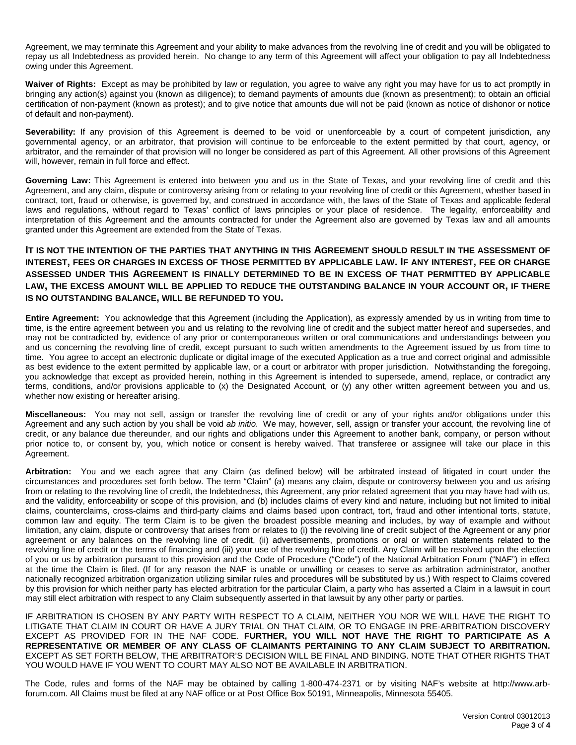Agreement, we may terminate this Agreement and your ability to make advances from the revolving line of credit and you will be obligated to repay us all Indebtedness as provided herein. No change to any term of this Agreement will affect your obligation to pay all Indebtedness owing under this Agreement.

**Waiver of Rights:** Except as may be prohibited by law or regulation, you agree to waive any right you may have for us to act promptly in bringing any action(s) against you (known as diligence); to demand payments of amounts due (known as presentment); to obtain an official certification of non-payment (known as protest); and to give notice that amounts due will not be paid (known as notice of dishonor or notice of default and non-payment).

**Severability:** If any provision of this Agreement is deemed to be void or unenforceable by a court of competent jurisdiction, any governmental agency, or an arbitrator, that provision will continue to be enforceable to the extent permitted by that court, agency, or arbitrator, and the remainder of that provision will no longer be considered as part of this Agreement. All other provisions of this Agreement will, however, remain in full force and effect.

**Governing Law:** This Agreement is entered into between you and us in the State of Texas, and your revolving line of credit and this Agreement, and any claim, dispute or controversy arising from or relating to your revolving line of credit or this Agreement, whether based in contract, tort, fraud or otherwise, is governed by, and construed in accordance with, the laws of the State of Texas and applicable federal laws and regulations, without regard to Texas' conflict of laws principles or your place of residence. The legality, enforceability and interpretation of this Agreement and the amounts contracted for under the Agreement also are governed by Texas law and all amounts granted under this Agreement are extended from the State of Texas.

**IT IS NOT THE INTENTION OF THE PARTIES THAT ANYTHING IN THIS AGREEMENT SHOULD RESULT IN THE ASSESSMENT OF INTEREST, FEES OR CHARGES IN EXCESS OF THOSE PERMITTED BY APPLICABLE LAW. IF ANY INTEREST, FEE OR CHARGE ASSESSED UNDER THIS AGREEMENT IS FINALLY DETERMINED TO BE IN EXCESS OF THAT PERMITTED BY APPLICABLE LAW, THE EXCESS AMOUNT WILL BE APPLIED TO REDUCE THE OUTSTANDING BALANCE IN YOUR ACCOUNT OR, IF THERE IS NO OUTSTANDING BALANCE, WILL BE REFUNDED TO YOU.**

**Entire Agreement:** You acknowledge that this Agreement (including the Application), as expressly amended by us in writing from time to time, is the entire agreement between you and us relating to the revolving line of credit and the subject matter hereof and supersedes, and may not be contradicted by, evidence of any prior or contemporaneous written or oral communications and understandings between you and us concerning the revolving line of credit, except pursuant to such written amendments to the Agreement issued by us from time to time. You agree to accept an electronic duplicate or digital image of the executed Application as a true and correct original and admissible as best evidence to the extent permitted by applicable law, or a court or arbitrator with proper jurisdiction. Notwithstanding the foregoing, you acknowledge that except as provided herein, nothing in this Agreement is intended to supersede, amend, replace, or contradict any terms, conditions, and/or provisions applicable to (x) the Designated Account, or (y) any other written agreement between you and us, whether now existing or hereafter arising.

**Miscellaneous:** You may not sell, assign or transfer the revolving line of credit or any of your rights and/or obligations under this Agreement and any such action by you shall be void *ab initio.* We may, however, sell, assign or transfer your account, the revolving line of credit, or any balance due thereunder, and our rights and obligations under this Agreement to another bank, company, or person without prior notice to, or consent by, you, which notice or consent is hereby waived. That transferee or assignee will take our place in this Agreement.

**Arbitration:** You and we each agree that any Claim (as defined below) will be arbitrated instead of litigated in court under the circumstances and procedures set forth below. The term "Claim" (a) means any claim, dispute or controversy between you and us arising from or relating to the revolving line of credit, the Indebtedness, this Agreement, any prior related agreement that you may have had with us, and the validity, enforceability or scope of this provision, and (b) includes claims of every kind and nature, including but not limited to initial claims, counterclaims, cross-claims and third-party claims and claims based upon contract, tort, fraud and other intentional torts, statute, common law and equity. The term Claim is to be given the broadest possible meaning and includes, by way of example and without limitation, any claim, dispute or controversy that arises from or relates to (i) the revolving line of credit subject of the Agreement or any prior agreement or any balances on the revolving line of credit, (ii) advertisements, promotions or oral or written statements related to the revolving line of credit or the terms of financing and (iii) your use of the revolving line of credit. Any Claim will be resolved upon the election of you or us by arbitration pursuant to this provision and the Code of Procedure ("Code") of the National Arbitration Forum ("NAF") in effect at the time the Claim is filed. (If for any reason the NAF is unable or unwilling or ceases to serve as arbitration administrator, another nationally recognized arbitration organization utilizing similar rules and procedures will be substituted by us.) With respect to Claims covered by this provision for which neither party has elected arbitration for the particular Claim, a party who has asserted a Claim in a lawsuit in court may still elect arbitration with respect to any Claim subsequently asserted in that lawsuit by any other party or parties.

IF ARBITRATION IS CHOSEN BY ANY PARTY WITH RESPECT TO A CLAIM, NEITHER YOU NOR WE WILL HAVE THE RIGHT TO LITIGATE THAT CLAIM IN COURT OR HAVE A JURY TRIAL ON THAT CLAIM, OR TO ENGAGE IN PRE-ARBITRATION DISCOVERY EXCEPT AS PROVIDED FOR IN THE NAF CODE. **FURTHER, YOU WILL NOT HAVE THE RIGHT TO PARTICIPATE AS A REPRESENTATIVE OR MEMBER OF ANY CLASS OF CLAIMANTS PERTAINING TO ANY CLAIM SUBJECT TO ARBITRATION.** EXCEPT AS SET FORTH BELOW, THE ARBITRATOR'S DECISION WILL BE FINAL AND BINDING. NOTE THAT OTHER RIGHTS THAT YOU WOULD HAVE IF YOU WENT TO COURT MAY ALSO NOT BE AVAILABLE IN ARBITRATION.

The Code, rules and forms of the NAF may be obtained by calling 1-800-474-2371 or by visiting NAF's website at http://www.arb-forum.com. All Claims must be filed at any NAF office or at Post Office Box 50191, Minneapolis, Minnesota 55405.

Version Control 03012013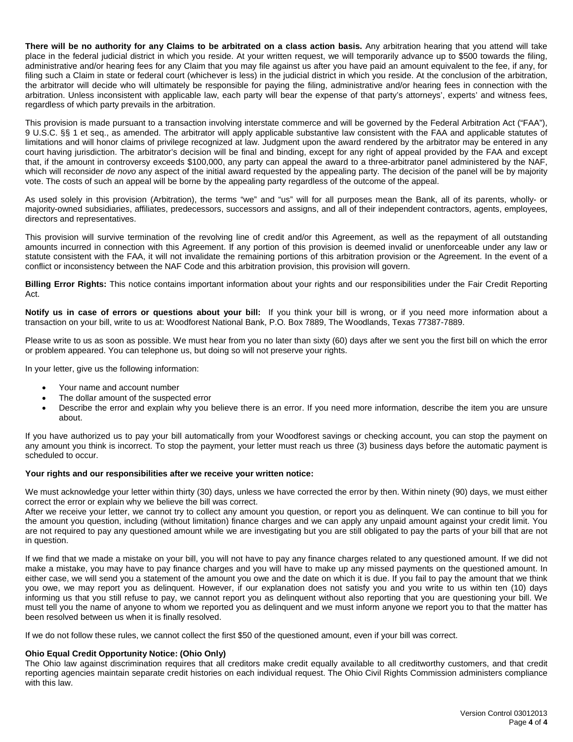**There will be no authority for any Claims to be arbitrated on a class action basis.** Any arbitration hearing that you attend will take place in the federal judicial district in which you reside. At your written request, we will temporarily advance up to $500 towards the filing, administrative and/or hearing fees for any Claim that you may file against us after you have paid an amount equivalent to the fee, if any, for filing such a Claim in state or federal court (whichever is less) in the judicial district in which you reside. At the conclusion of the arbitration, the arbitrator will decide who will ultimately be responsible for paying the filing, administrative and/or hearing fees in connection with the arbitration. Unless inconsistent with applicable law, each party will bear the expense of that party's attorneys', experts' and witness fees, regardless of which party prevails in the arbitration.

This provision is made pursuant to a transaction involving interstate commerce and will be governed by the Federal Arbitration Act ("FAA"), 9 U.S.C. §§ 1 et seq., as amended. The arbitrator will apply applicable substantive law consistent with the FAA and applicable statutes of limitations and will honor claims of privilege recognized at law. Judgment upon the award rendered by the arbitrator may be entered in any court having jurisdiction. The arbitrator's decision will be final and binding, except for any right of appeal provided by the FAA and except that, if the amount in controversy exceeds $100,000, any party can appeal the award to a three-arbitrator panel administered by the NAF, which will reconsider *de novo* any aspect of the initial award requested by the appealing party. The decision of the panel will be by majority vote. The costs of such an appeal will be borne by the appealing party regardless of the outcome of the appeal.

As used solely in this provision (Arbitration), the terms "we" and "us" will for all purposes mean the Bank, all of its parents, wholly- or majority-owned subsidiaries, affiliates, predecessors, successors and assigns, and all of their independent contractors, agents, employees, directors and representatives.

This provision will survive termination of the revolving line of credit and/or this Agreement, as well as the repayment of all outstanding amounts incurred in connection with this Agreement. If any portion of this provision is deemed invalid or unenforceable under any law or statute consistent with the FAA, it will not invalidate the remaining portions of this arbitration provision or the Agreement. In the event of a conflict or inconsistency between the NAF Code and this arbitration provision, this provision will govern.

**Billing Error Rights:** This notice contains important information about your rights and our responsibilities under the Fair Credit Reporting Act.

**Notify us in case of errors or questions about your bill:** If you think your bill is wrong, or if you need more information about a transaction on your bill, write to us at: Woodforest National Bank, P.O. Box 7889, The Woodlands, Texas 77387-7889.

Please write to us as soon as possible. We must hear from you no later than sixty (60) days after we sent you the first bill on which the error or problem appeared. You can telephone us, but doing so will not preserve your rights.

In your letter, give us the following information:

- Your name and account number
- The dollar amount of the suspected error
- Describe the error and explain why you believe there is an error. If you need more information, describe the item you are unsure about.

If you have authorized us to pay your bill automatically from your Woodforest savings or checking account, you can stop the payment on any amount you think is incorrect. To stop the payment, your letter must reach us three (3) business days before the automatic payment is scheduled to occur.

**Your rights and our responsibilities after we receive your written notice:**

We must acknowledge your letter within thirty (30) days, unless we have corrected the error by then. Within ninety (90) days, we must either correct the error or explain why we believe the bill was correct.

After we receive your letter, we cannot try to collect any amount you question, or report you as delinquent. We can continue to bill you for the amount you question, including (without limitation) finance charges and we can apply any unpaid amount against your credit limit. You are not required to pay any questioned amount while we are investigating but you are still obligated to pay the parts of your bill that are not in question.

If we find that we made a mistake on your bill, you will not have to pay any finance charges related to any questioned amount. If we did not make a mistake, you may have to pay finance charges and you will have to make up any missed payments on the questioned amount. In either case, we will send you a statement of the amount you owe and the date on which it is due. If you fail to pay the amount that we think you owe, we may report you as delinquent. However, if our explanation does not satisfy you and you write to us within ten (10) days informing us that you still refuse to pay, we cannot report you as delinquent without also reporting that you are questioning your bill. We must tell you the name of anyone to whom we reported you as delinquent and we must inform anyone we report you to that the matter has been resolved between us when it is finally resolved.

If we do not follow these rules, we cannot collect the first $50 of the questioned amount, even if your bill was correct.

**Ohio Equal Credit Opportunity Notice: (Ohio Only)**

The Ohio law against discrimination requires that all creditors make credit equally available to all creditworthy customers, and that credit reporting agencies maintain separate credit histories on each individual request. The Ohio Civil Rights Commission administers compliance with this law.

Version Control 03012013